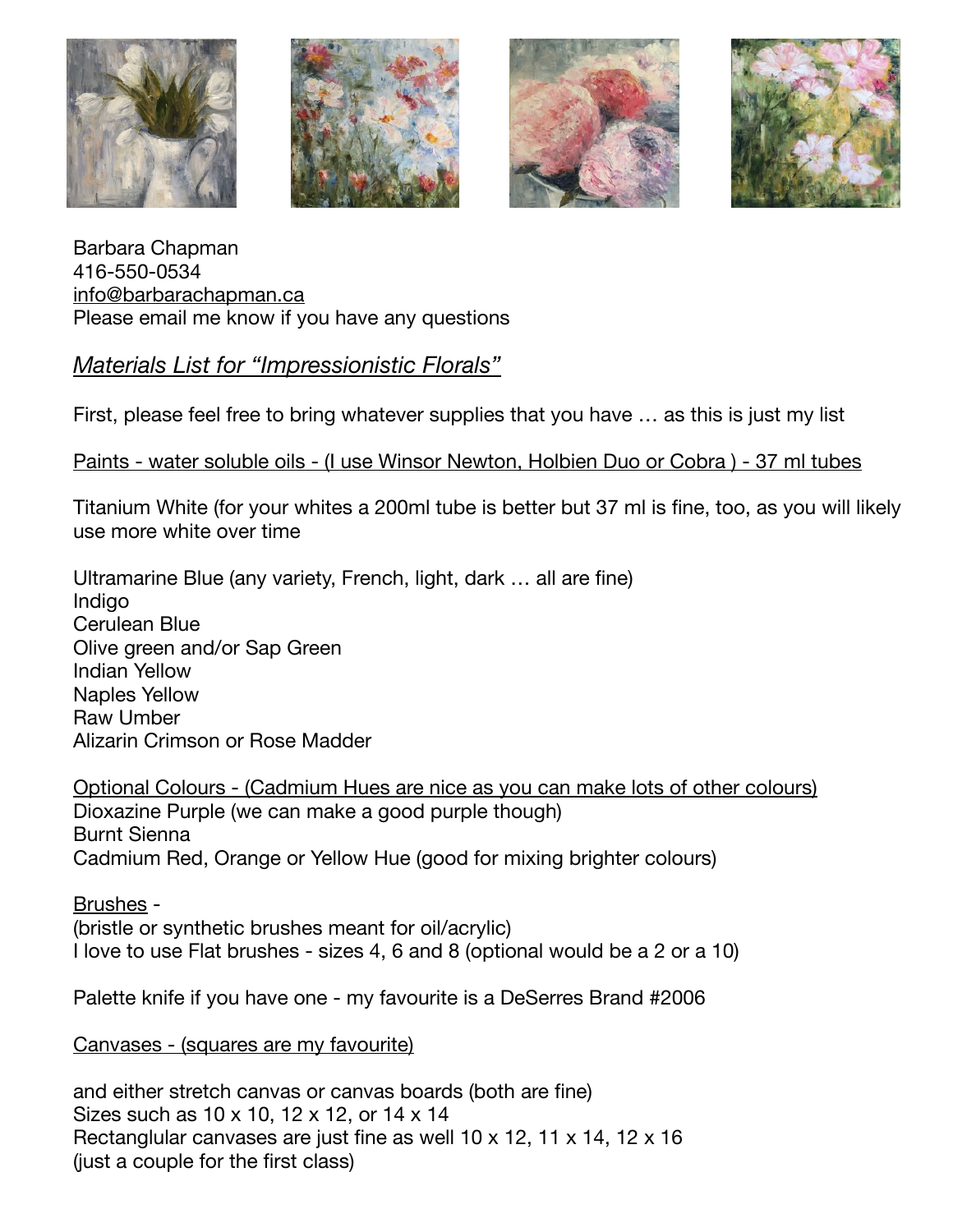Barbara Chapman
416-550-0534
info@barbarachapman.ca
Please email me know if you have any questions

## *Materials List for "Impressionistic Florals"*

First, please feel free to bring whatever supplies that you have … as this is just my list

Paints - water soluble oils - (I use Winsor Newton, Holbien Duo or Cobra ) - 37 ml tubes

Titanium White (for your whites a 200ml tube is better but 37 ml is fine, too, as you will likely use more white over time

Ultramarine Blue (any variety, French, light, dark … all are fine)
Indigo
Cerulean Blue
Olive green and/or Sap Green
Indian Yellow
Naples Yellow
Raw Umber
Alizarin Crimson or Rose Madder

Optional Colours - (Cadmium Hues are nice as you can make lots of other colours)
Dioxazine Purple (we can make a good purple though)
Burnt Sienna
Cadmium Red, Orange or Yellow Hue (good for mixing brighter colours)

Brushes -
(bristle or synthetic brushes meant for oil/acrylic)
I love to use Flat brushes - sizes 4, 6 and 8 (optional would be a 2 or a 10)

Palette knife if you have one - my favourite is a DeSerres Brand #2006

Canvases - (squares are my favourite)

and either stretch canvas or canvas boards (both are fine)
Sizes such as 10 x 10, 12 x 12, or 14 x 14
Rectanglular canvases are just fine as well 10 x 12, 11 x 14, 12 x 16
(just a couple for the first class)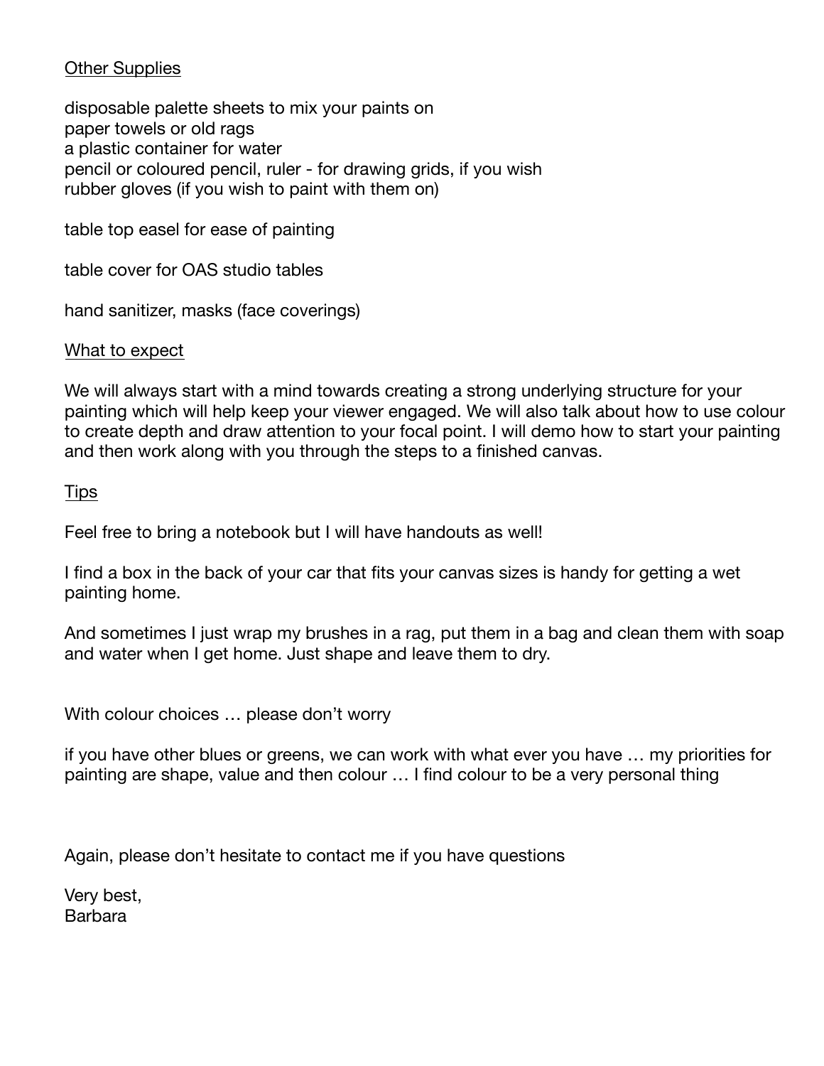Other Supplies

disposable palette sheets to mix your paints on
paper towels or old rags
a plastic container for water
pencil or coloured pencil, ruler - for drawing grids, if you wish
rubber gloves (if you wish to paint with them on)

table top easel for ease of painting

table cover for OAS studio tables

hand sanitizer, masks (face coverings)

What to expect

We will always start with a mind towards creating a strong underlying structure for your painting which will help keep your viewer engaged. We will also talk about how to use colour to create depth and draw attention to your focal point. I will demo how to start your painting and then work along with you through the steps to a finished canvas.

Tips

Feel free to bring a notebook but I will have handouts as well!

I find a box in the back of your car that fits your canvas sizes is handy for getting a wet painting home.

And sometimes I just wrap my brushes in a rag, put them in a bag and clean them with soap and water when I get home. Just shape and leave them to dry.

With colour choices … please don't worry

if you have other blues or greens, we can work with what ever you have … my priorities for painting are shape, value and then colour … I find colour to be a very personal thing

Again, please don't hesitate to contact me if you have questions

Very best,
Barbara